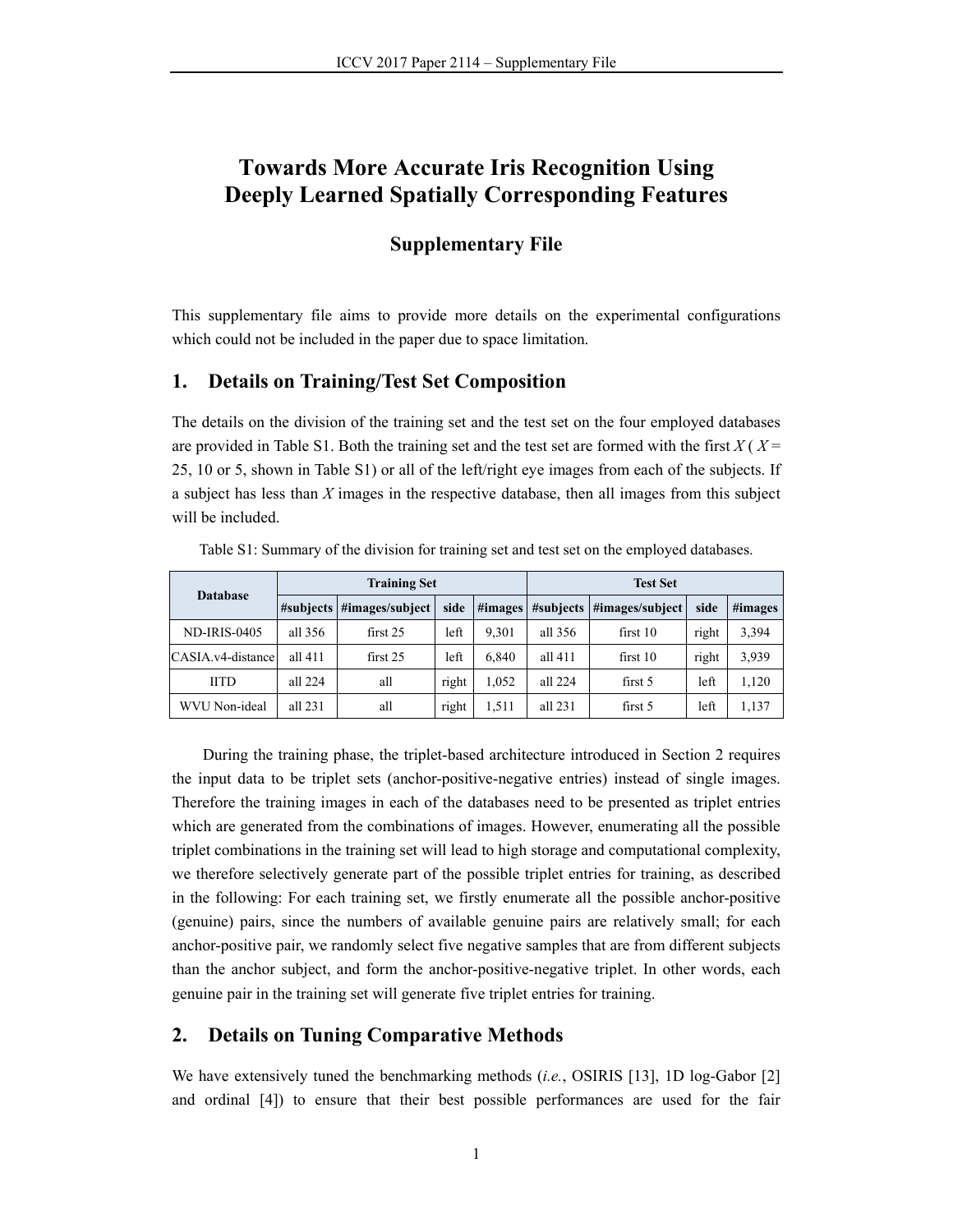# Towards More Accurate Iris Recognition Using Deeply Learned Spatially Corresponding Features

## Supplementary File

This supplementary file aims to provide more details on the experimental configurations which could not be included in the paper due to space limitation.

## 1. Details on Training/Test Set Composition

The details on the division of the training set and the test set on the four employed databases are provided in Table S1. Both the training set and the test set are formed with the first $X$ ( $X$ = 25, 10 or 5, shown in Table S1) or all of the left/right eye images from each of the subjects. If a subject has less than $X$ images in the respective database, then all images from this subject will be included.

Table S1: Summary of the division for training set and test set on the employed databases.

| Database | Training Set | | | | Test Set | | | |
|---|---|---|---|---|---|---|---|---|
| | #subjects | #images/subject | side | #images | #subjects | #images/subject | side | #images |
| ND-IRIS-0405 | all 356 | first 25 | left | 9,301 | all 356 | first 10 | right | 3,394 |
| CASIA.v4-distance | all 411 | first 25 | left | 6,840 | all 411 | first 10 | right | 3,939 |
| IITD | all 224 | all | right | 1,052 | all 224 | first 5 | left | 1,120 |
| WVU Non-ideal | all 231 | all | right | 1,511 | all 231 | first 5 | left | 1,137 |

During the training phase, the triplet-based architecture introduced in Section 2 requires the input data to be triplet sets (anchor-positive-negative entries) instead of single images. Therefore the training images in each of the databases need to be presented as triplet entries which are generated from the combinations of images. However, enumerating all the possible triplet combinations in the training set will lead to high storage and computational complexity, we therefore selectively generate part of the possible triplet entries for training, as described in the following: For each training set, we firstly enumerate all the possible anchor-positive (genuine) pairs, since the numbers of available genuine pairs are relatively small; for each anchor-positive pair, we randomly select five negative samples that are from different subjects than the anchor subject, and form the anchor-positive-negative triplet. In other words, each genuine pair in the training set will generate five triplet entries for training.

## 2. Details on Tuning Comparative Methods

We have extensively tuned the benchmarking methods (*i.e.*, OSIRIS [13], 1D log-Gabor [2] and ordinal [4]) to ensure that their best possible performances are used for the fair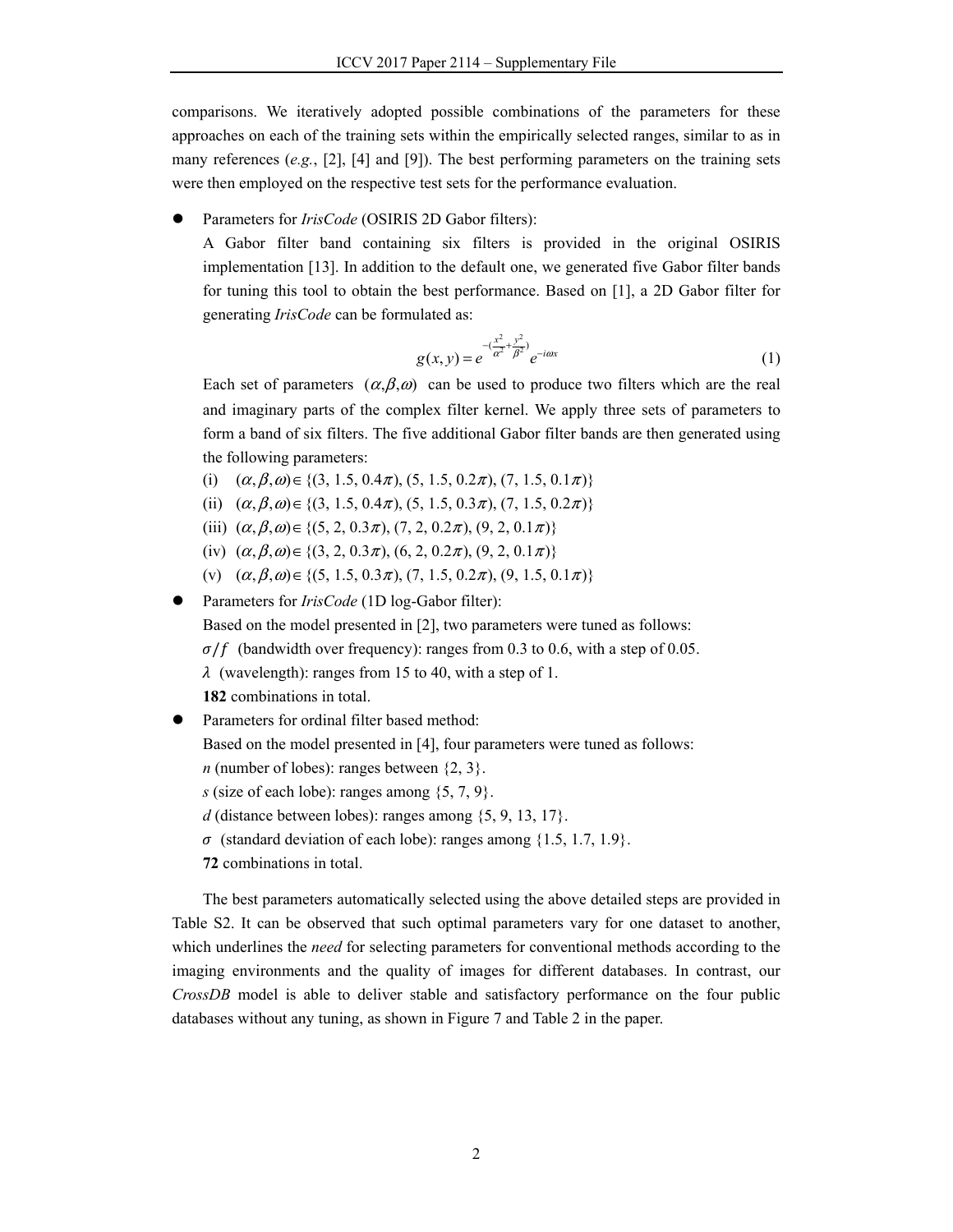comparisons. We iteratively adopted possible combinations of the parameters for these approaches on each of the training sets within the empirically selected ranges, similar to as in many references (*e.g.*, [2], [4] and [9]). The best performing parameters on the training sets were then employed on the respective test sets for the performance evaluation.

- Parameters for *IrisCode* (OSIRIS 2D Gabor filters):

  A Gabor filter band containing six filters is provided in the original OSIRIS implementation [13]. In addition to the default one, we generated five Gabor filter bands for tuning this tool to obtain the best performance. Based on [1], a 2D Gabor filter for generating *IrisCode* can be formulated as:

  $$g(x,y) = e^{-(\frac{x^2}{\alpha^2}+\frac{y^2}{\beta^2})} e^{-i\omega x} \tag{1}$$

  Each set of parameters $(\alpha, \beta, \omega)$ can be used to produce two filters which are the real and imaginary parts of the complex filter kernel. We apply three sets of parameters to form a band of six filters. The five additional Gabor filter bands are then generated using the following parameters:

  (i) $(\alpha, \beta, \omega) \in \{(3, 1.5, 0.4\pi), (5, 1.5, 0.2\pi), (7, 1.5, 0.1\pi)\}$

  (ii) $(\alpha, \beta, \omega) \in \{(3, 1.5, 0.4\pi), (5, 1.5, 0.3\pi), (7, 1.5, 0.2\pi)\}$

  (iii) $(\alpha, \beta, \omega) \in \{(5, 2, 0.3\pi), (7, 2, 0.2\pi), (9, 2, 0.1\pi)\}$

  (iv) $(\alpha, \beta, \omega) \in \{(3, 2, 0.3\pi), (6, 2, 0.2\pi), (9, 2, 0.1\pi)\}$

  (v) $(\alpha, \beta, \omega) \in \{(5, 1.5, 0.3\pi), (7, 1.5, 0.2\pi), (9, 1.5, 0.1\pi)\}$

- Parameters for *IrisCode* (1D log-Gabor filter):

  Based on the model presented in [2], two parameters were tuned as follows:

  $\sigma / f$ (bandwidth over frequency): ranges from 0.3 to 0.6, with a step of 0.05.

  $\lambda$ (wavelength): ranges from 15 to 40, with a step of 1.

  **182** combinations in total.

- Parameters for ordinal filter based method:

  Based on the model presented in [4], four parameters were tuned as follows:

  *n* (number of lobes): ranges between {2, 3}.

  *s* (size of each lobe): ranges among {5, 7, 9}.

  *d* (distance between lobes): ranges among {5, 9, 13, 17}.

  $\sigma$ (standard deviation of each lobe): ranges among {1.5, 1.7, 1.9}.

  **72** combinations in total.

The best parameters automatically selected using the above detailed steps are provided in Table S2. It can be observed that such optimal parameters vary for one dataset to another, which underlines the *need* for selecting parameters for conventional methods according to the imaging environments and the quality of images for different databases. In contrast, our *CrossDB* model is able to deliver stable and satisfactory performance on the four public databases without any tuning, as shown in Figure 7 and Table 2 in the paper.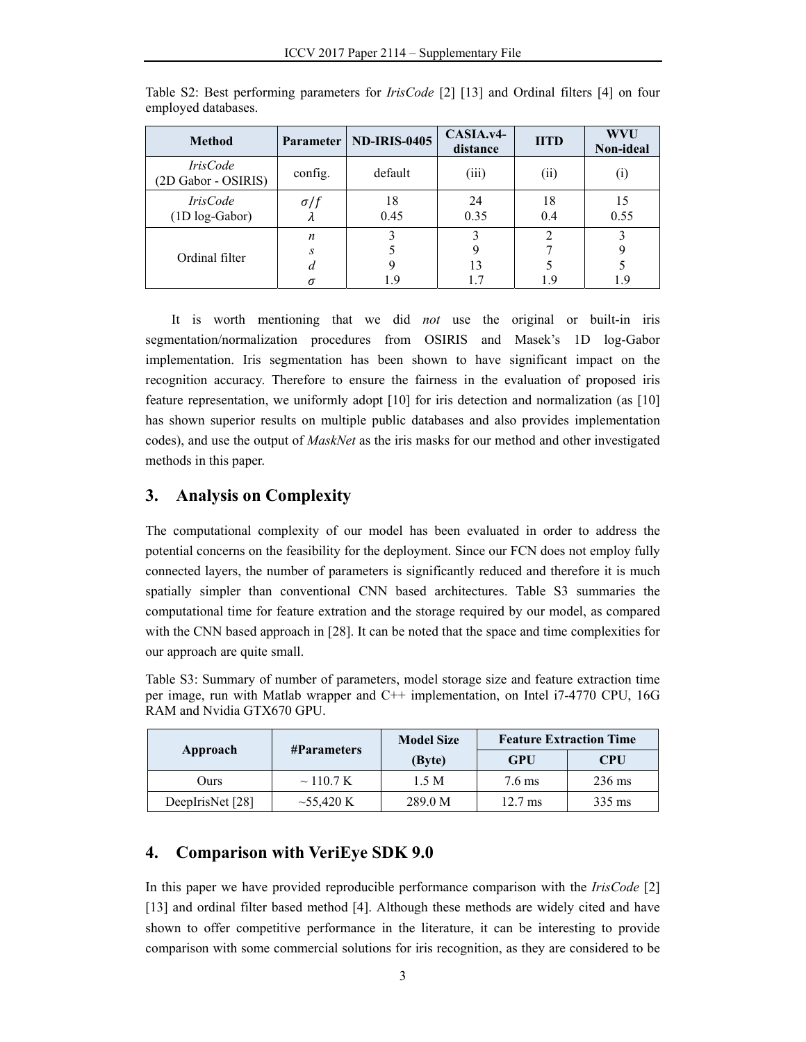Table S2: Best performing parameters for *IrisCode* [2] [13] and Ordinal filters [4] on four employed databases.

| Method | Parameter | ND-IRIS-0405 | CASIA.v4-distance | IITD | WVU Non-ideal |
|---|---|---|---|---|---|
| *IrisCode* (2D Gabor - OSIRIS) | config. | default | (iii) | (ii) | (i) |
| *IrisCode* (1D log-Gabor) | $\sigma/f$<br>$\lambda$ | 18<br>0.45 | 24<br>0.35 | 18<br>0.4 | 15<br>0.55 |
| Ordinal filter | $n$<br>$s$<br>$d$<br>$\sigma$ | 3<br>5<br>9<br>1.9 | 3<br>9<br>13<br>1.7 | 2<br>7<br>5<br>1.9 | 3<br>9<br>5<br>1.9 |

It is worth mentioning that we did *not* use the original or built-in iris segmentation/normalization procedures from OSIRIS and Masek's 1D log-Gabor implementation. Iris segmentation has been shown to have significant impact on the recognition accuracy. Therefore to ensure the fairness in the evaluation of proposed iris feature representation, we uniformly adopt [10] for iris detection and normalization (as [10] has shown superior results on multiple public databases and also provides implementation codes), and use the output of *MaskNet* as the iris masks for our method and other investigated methods in this paper.

## 3. Analysis on Complexity

The computational complexity of our model has been evaluated in order to address the potential concerns on the feasibility for the deployment. Since our FCN does not employ fully connected layers, the number of parameters is significantly reduced and therefore it is much spatially simpler than conventional CNN based architectures. Table S3 summaries the computational time for feature extration and the storage required by our model, as compared with the CNN based approach in [28]. It can be noted that the space and time complexities for our approach are quite small.

Table S3: Summary of number of parameters, model storage size and feature extraction time per image, run with Matlab wrapper and C++ implementation, on Intel i7-4770 CPU, 16G RAM and Nvidia GTX670 GPU.

| Approach | #Parameters | Model Size (Byte) | Feature Extraction Time | |
|---|---|---|---|---|
| | | | GPU | CPU |
| Ours | ~ 110.7 K | 1.5 M | 7.6 ms | 236 ms |
| DeepIrisNet [28] | ~55,420 K | 289.0 M | 12.7 ms | 335 ms |

## 4. Comparison with VeriEye SDK 9.0

In this paper we have provided reproducible performance comparison with the *IrisCode* [2] [13] and ordinal filter based method [4]. Although these methods are widely cited and have shown to offer competitive performance in the literature, it can be interesting to provide comparison with some commercial solutions for iris recognition, as they are considered to be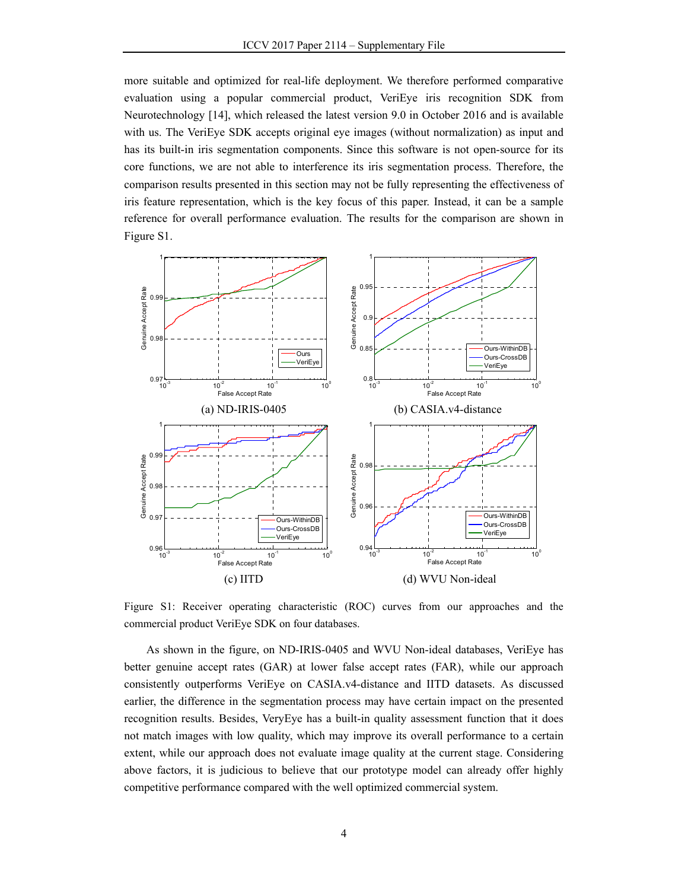more suitable and optimized for real-life deployment. We therefore performed comparative evaluation using a popular commercial product, VeriEye iris recognition SDK from Neurotechnology [14], which released the latest version 9.0 in October 2016 and is available with us. The VeriEye SDK accepts original eye images (without normalization) as input and has its built-in iris segmentation components. Since this software is not open-source for its core functions, we are not able to interference its iris segmentation process. Therefore, the comparison results presented in this section may not be fully representing the effectiveness of iris feature representation, which is the key focus of this paper. Instead, it can be a sample reference for overall performance evaluation. The results for the comparison are shown in Figure S1.

(a) ND-IRIS-0405

(b) CASIA.v4-distance

(c) IITD

(d) WVU Non-ideal

Figure S1: Receiver operating characteristic (ROC) curves from our approaches and the commercial product VeriEye SDK on four databases.

As shown in the figure, on ND-IRIS-0405 and WVU Non-ideal databases, VeriEye has better genuine accept rates (GAR) at lower false accept rates (FAR), while our approach consistently outperforms VeriEye on CASIA.v4-distance and IITD datasets. As discussed earlier, the difference in the segmentation process may have certain impact on the presented recognition results. Besides, VeryEye has a built-in quality assessment function that it does not match images with low quality, which may improve its overall performance to a certain extent, while our approach does not evaluate image quality at the current stage. Considering above factors, it is judicious to believe that our prototype model can already offer highly competitive performance compared with the well optimized commercial system.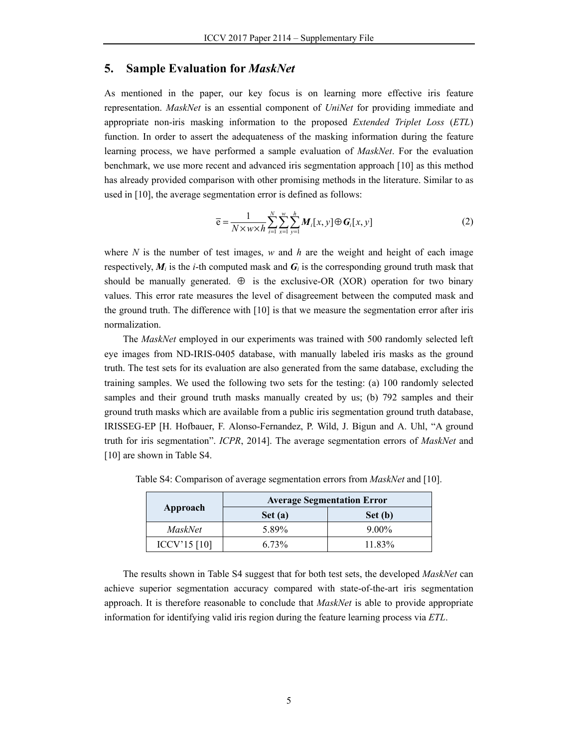## 5. Sample Evaluation for *MaskNet*

As mentioned in the paper, our key focus is on learning more effective iris feature representation. *MaskNet* is an essential component of *UniNet* for providing immediate and appropriate non-iris masking information to the proposed *Extended Triplet Loss* (*ETL*) function. In order to assert the adequateness of the masking information during the feature learning process, we have performed a sample evaluation of *MaskNet*. For the evaluation benchmark, we use more recent and advanced iris segmentation approach [10] as this method has already provided comparison with other promising methods in the literature. Similar to as used in [10], the average segmentation error is defined as follows:

$$\overline{\mathrm{e}} = \frac{1}{N \times w \times h} \sum_{i=1}^{N} \sum_{x=1}^{w} \sum_{y=1}^{h} \boldsymbol{M}_i[x, y] \oplus \boldsymbol{G}_i[x, y] \tag{2}$$

where $N$ is the number of test images, $w$ and $h$ are the weight and height of each image respectively, $\boldsymbol{M}_i$ is the $i$-th computed mask and $\boldsymbol{G}_i$ is the corresponding ground truth mask that should be manually generated. $\oplus$ is the exclusive-OR (XOR) operation for two binary values. This error rate measures the level of disagreement between the computed mask and the ground truth. The difference with [10] is that we measure the segmentation error after iris normalization.

The *MaskNet* employed in our experiments was trained with 500 randomly selected left eye images from ND-IRIS-0405 database, with manually labeled iris masks as the ground truth. The test sets for its evaluation are also generated from the same database, excluding the training samples. We used the following two sets for the testing: (a) 100 randomly selected samples and their ground truth masks manually created by us; (b) 792 samples and their ground truth masks which are available from a public iris segmentation ground truth database, IRISSEG-EP [H. Hofbauer, F. Alonso-Fernandez, P. Wild, J. Bigun and A. Uhl, "A ground truth for iris segmentation". *ICPR*, 2014]. The average segmentation errors of *MaskNet* and [10] are shown in Table S4.

Table S4: Comparison of average segmentation errors from *MaskNet* and [10].

| Approach | Average Segmentation Error | |
|---|---|---|
| | Set (a) | Set (b) |
| *MaskNet* | 5.89% | 9.00% |
| ICCV'15 [10] | 6.73% | 11.83% |

The results shown in Table S4 suggest that for both test sets, the developed *MaskNet* can achieve superior segmentation accuracy compared with state-of-the-art iris segmentation approach. It is therefore reasonable to conclude that *MaskNet* is able to provide appropriate information for identifying valid iris region during the feature learning process via *ETL*.